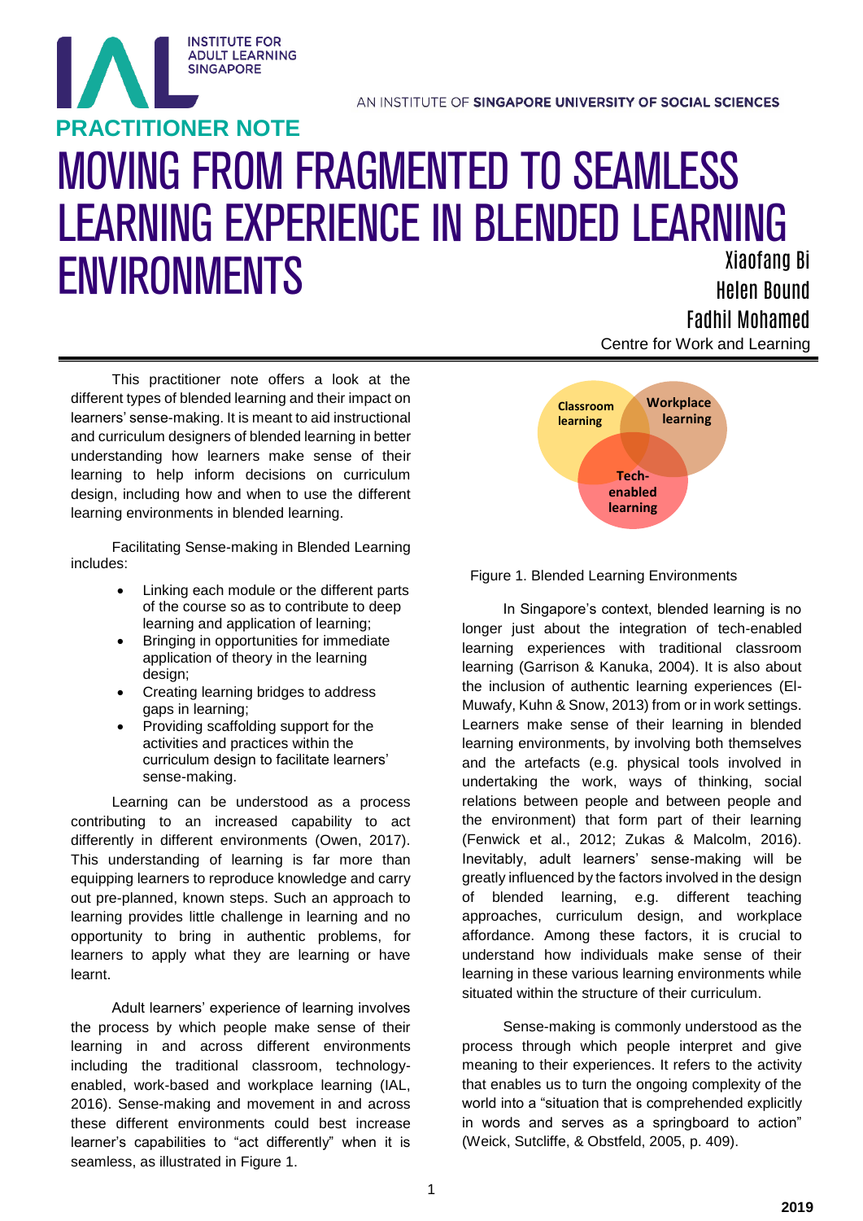INSTITUTE FOR ADULT LEARNING SINGAPORE

AN INSTITUTE OF SINGAPORE UNIVERSITY OF SOCIAL SCIENCES

**PRACTITIONER NOTE**

# MOVING FROM FRAGMENTED TO SEAMLESS LEARNING EXPERIENCE IN BLENDED LEARNING ENVIRONMENTS

Xiaofang Bi
Helen Bound
Fadhil Mohamed
Centre for Work and Learning

This practitioner note offers a look at the different types of blended learning and their impact on learners' sense-making. It is meant to aid instructional and curriculum designers of blended learning in better understanding how learners make sense of their learning to help inform decisions on curriculum design, including how and when to use the different learning environments in blended learning.

Facilitating Sense-making in Blended Learning includes:

- Linking each module or the different parts of the course so as to contribute to deep learning and application of learning;
- Bringing in opportunities for immediate application of theory in the learning design;
- Creating learning bridges to address gaps in learning;
- Providing scaffolding support for the activities and practices within the curriculum design to facilitate learners' sense-making.

Learning can be understood as a process contributing to an increased capability to act differently in different environments (Owen, 2017). This understanding of learning is far more than equipping learners to reproduce knowledge and carry out pre-planned, known steps. Such an approach to learning provides little challenge in learning and no opportunity to bring in authentic problems, for learners to apply what they are learning or have learnt.

Adult learners' experience of learning involves the process by which people make sense of their learning in and across different environments including the traditional classroom, technology-enabled, work-based and workplace learning (IAL, 2016). Sense-making and movement in and across these different environments could best increase learner's capabilities to "act differently" when it is seamless, as illustrated in Figure 1.

Classroom learning | Workplace learning | Tech-enabled learning

Figure 1. Blended Learning Environments

In Singapore's context, blended learning is no longer just about the integration of tech-enabled learning experiences with traditional classroom learning (Garrison & Kanuka, 2004). It is also about the inclusion of authentic learning experiences (El-Muwafy, Kuhn & Snow, 2013) from or in work settings. Learners make sense of their learning in blended learning environments, by involving both themselves and the artefacts (e.g. physical tools involved in undertaking the work, ways of thinking, social relations between people and between people and the environment) that form part of their learning (Fenwick et al., 2012; Zukas & Malcolm, 2016). Inevitably, adult learners' sense-making will be greatly influenced by the factors involved in the design of blended learning, e.g. different teaching approaches, curriculum design, and workplace affordance. Among these factors, it is crucial to understand how individuals make sense of their learning in these various learning environments while situated within the structure of their curriculum.

Sense-making is commonly understood as the process through which people interpret and give meaning to their experiences. It refers to the activity that enables us to turn the ongoing complexity of the world into a "situation that is comprehended explicitly in words and serves as a springboard to action" (Weick, Sutcliffe, & Obstfeld, 2005, p. 409).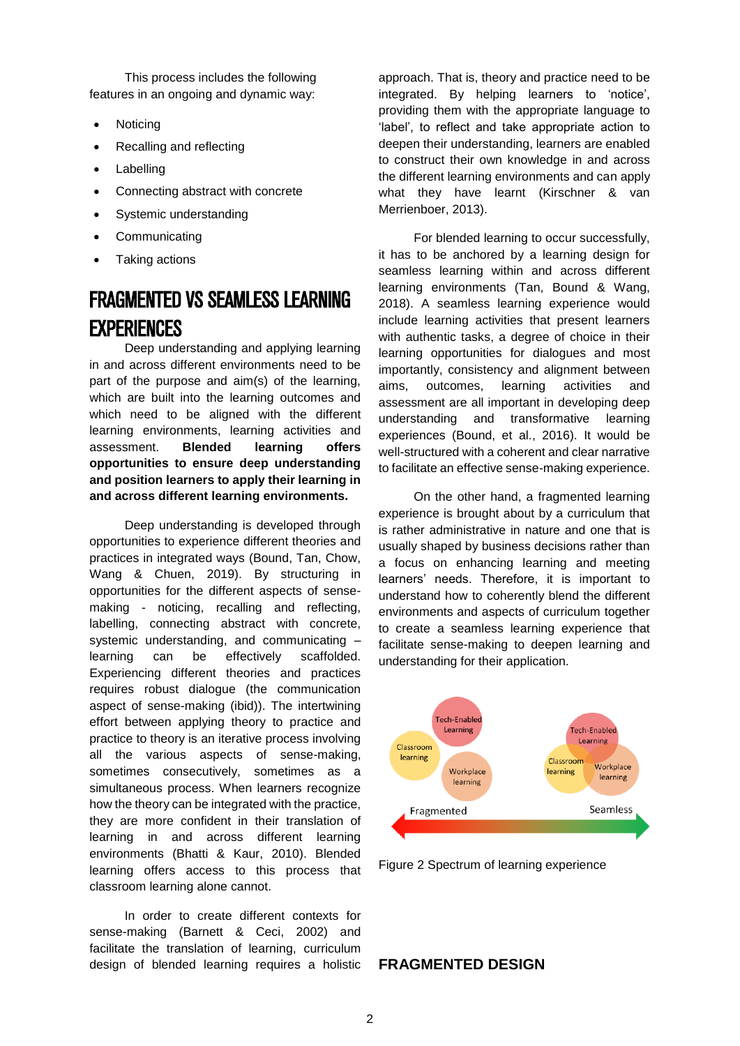This process includes the following features in an ongoing and dynamic way:

- Noticing
- Recalling and reflecting
- Labelling
- Connecting abstract with concrete
- Systemic understanding
- Communicating
- Taking actions

## FRAGMENTED VS SEAMLESS LEARNING EXPERIENCES

Deep understanding and applying learning in and across different environments need to be part of the purpose and aim(s) of the learning, which are built into the learning outcomes and which need to be aligned with the different learning environments, learning activities and assessment. **Blended learning offers opportunities to ensure deep understanding and position learners to apply their learning in and across different learning environments.**

Deep understanding is developed through opportunities to experience different theories and practices in integrated ways (Bound, Tan, Chow, Wang & Chuen, 2019). By structuring in opportunities for the different aspects of sense-making - noticing, recalling and reflecting, labelling, connecting abstract with concrete, systemic understanding, and communicating – learning can be effectively scaffolded. Experiencing different theories and practices requires robust dialogue (the communication aspect of sense-making (ibid)). The intertwining effort between applying theory to practice and practice to theory is an iterative process involving all the various aspects of sense-making, sometimes consecutively, sometimes as a simultaneous process. When learners recognize how the theory can be integrated with the practice, they are more confident in their translation of learning in and across different learning environments (Bhatti & Kaur, 2010). Blended learning offers access to this process that classroom learning alone cannot.

In order to create different contexts for sense-making (Barnett & Ceci, 2002) and facilitate the translation of learning, curriculum design of blended learning requires a holistic approach. That is, theory and practice need to be integrated. By helping learners to 'notice', providing them with the appropriate language to 'label', to reflect and take appropriate action to deepen their understanding, learners are enabled to construct their own knowledge in and across the different learning environments and can apply what they have learnt (Kirschner & van Merrienboer, 2013).

For blended learning to occur successfully, it has to be anchored by a learning design for seamless learning within and across different learning environments (Tan, Bound & Wang, 2018). A seamless learning experience would include learning activities that present learners with authentic tasks, a degree of choice in their learning opportunities for dialogues and most importantly, consistency and alignment between aims, outcomes, learning activities and assessment are all important in developing deep understanding and transformative learning experiences (Bound, et al., 2016). It would be well-structured with a coherent and clear narrative to facilitate an effective sense-making experience.

On the other hand, a fragmented learning experience is brought about by a curriculum that is rather administrative in nature and one that is usually shaped by business decisions rather than a focus on enhancing learning and meeting learners' needs. Therefore, it is important to understand how to coherently blend the different environments and aspects of curriculum together to create a seamless learning experience that facilitate sense-making to deepen learning and understanding for their application.

Figure 2 Spectrum of learning experience

## FRAGMENTED DESIGN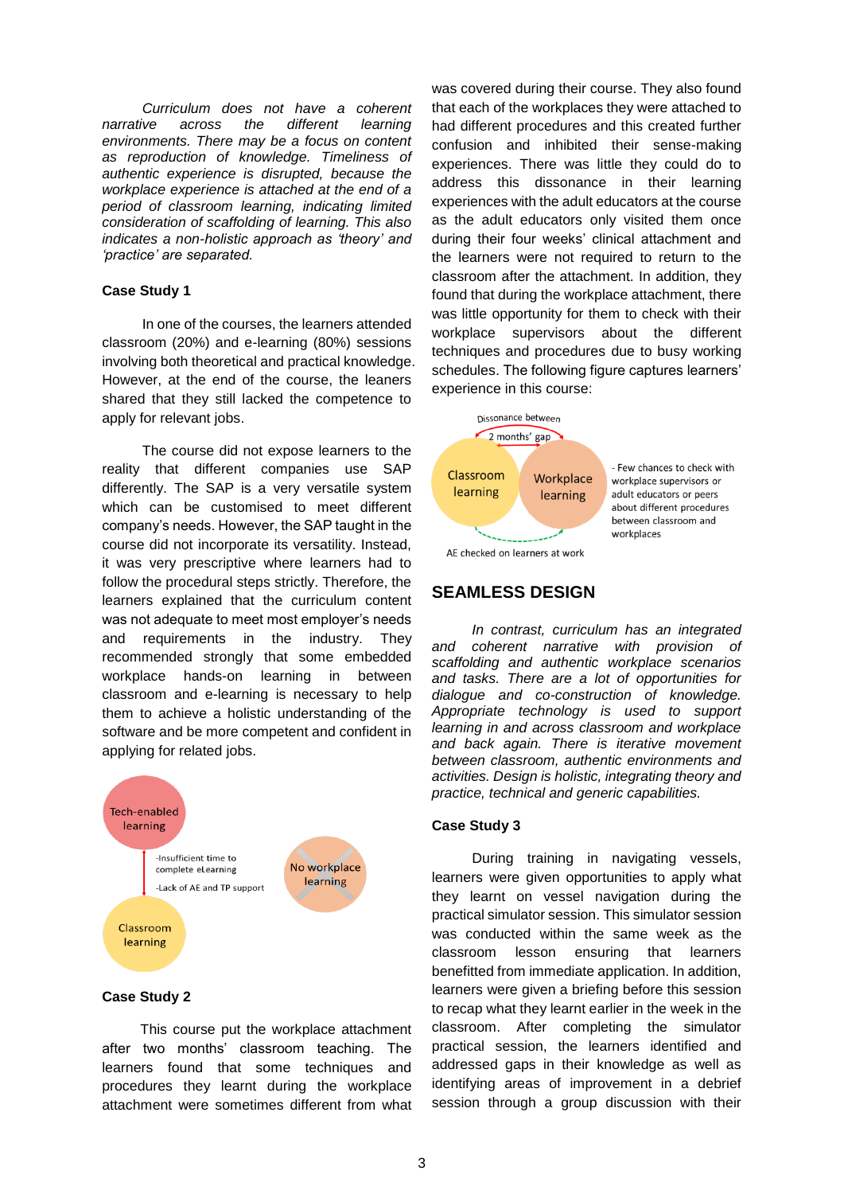*Curriculum does not have a coherent narrative across the different learning environments. There may be a focus on content as reproduction of knowledge. Timeliness of authentic experience is disrupted, because the workplace experience is attached at the end of a period of classroom learning, indicating limited consideration of scaffolding of learning. This also indicates a non-holistic approach as 'theory' and 'practice' are separated.*

**Case Study 1**

In one of the courses, the learners attended classroom (20%) and e-learning (80%) sessions involving both theoretical and practical knowledge. However, at the end of the course, the leaners shared that they still lacked the competence to apply for relevant jobs.

The course did not expose learners to the reality that different companies use SAP differently. The SAP is a very versatile system which can be customised to meet different company's needs. However, the SAP taught in the course did not incorporate its versatility. Instead, it was very prescriptive where learners had to follow the procedural steps strictly. Therefore, the learners explained that the curriculum content was not adequate to meet most employer's needs and requirements in the industry. They recommended strongly that some embedded workplace hands-on learning in between classroom and e-learning is necessary to help them to achieve a holistic understanding of the software and be more competent and confident in applying for related jobs.

Tech-enabled learning

-Insufficient time to complete eLearning

-Lack of AE and TP support

Classroom learning

No workplace learning

**Case Study 2**

This course put the workplace attachment after two months' classroom teaching. The learners found that some techniques and procedures they learnt during the workplace attachment were sometimes different from what was covered during their course. They also found that each of the workplaces they were attached to had different procedures and this created further confusion and inhibited their sense-making experiences. There was little they could do to address this dissonance in their learning experiences with the adult educators at the course as the adult educators only visited them once during their four weeks' clinical attachment and the learners were not required to return to the classroom after the attachment. In addition, they found that during the workplace attachment, there was little opportunity for them to check with their workplace supervisors about the different techniques and procedures due to busy working schedules. The following figure captures learners' experience in this course:

Dissonance between

2 months' gap

Classroom learning

Workplace learning

- Few chances to check with workplace supervisors or adult educators or peers about different procedures between classroom and workplaces

AE checked on learners at work

## SEAMLESS DESIGN

*In contrast, curriculum has an integrated and coherent narrative with provision of scaffolding and authentic workplace scenarios and tasks. There are a lot of opportunities for dialogue and co-construction of knowledge. Appropriate technology is used to support learning in and across classroom and workplace and back again. There is iterative movement between classroom, authentic environments and activities. Design is holistic, integrating theory and practice, technical and generic capabilities.*

**Case Study 3**

During training in navigating vessels, learners were given opportunities to apply what they learnt on vessel navigation during the practical simulator session. This simulator session was conducted within the same week as the classroom lesson ensuring that learners benefitted from immediate application. In addition, learners were given a briefing before this session to recap what they learnt earlier in the week in the classroom. After completing the simulator practical session, the learners identified and addressed gaps in their knowledge as well as identifying areas of improvement in a debrief session through a group discussion with their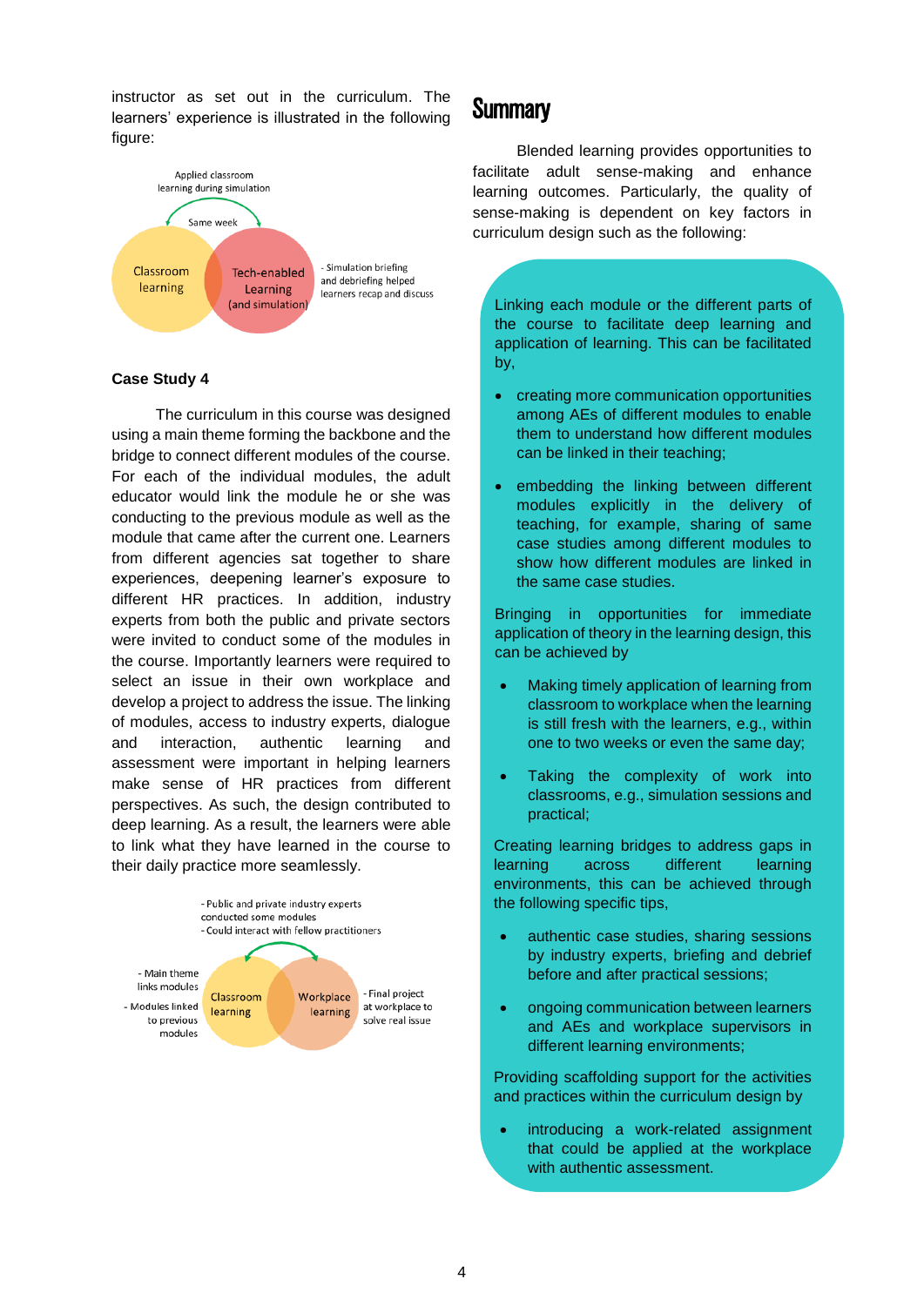instructor as set out in the curriculum. The learners' experience is illustrated in the following figure:

Applied classroom learning during simulation

Same week

Classroom learning

Tech-enabled Learning (and simulation)

- Simulation briefing and debriefing helped learners recap and discuss

**Case Study 4**

The curriculum in this course was designed using a main theme forming the backbone and the bridge to connect different modules of the course. For each of the individual modules, the adult educator would link the module he or she was conducting to the previous module as well as the module that came after the current one. Learners from different agencies sat together to share experiences, deepening learner's exposure to different HR practices. In addition, industry experts from both the public and private sectors were invited to conduct some of the modules in the course. Importantly learners were required to select an issue in their own workplace and develop a project to address the issue. The linking of modules, access to industry experts, dialogue and interaction, authentic learning and assessment were important in helping learners make sense of HR practices from different perspectives. As such, the design contributed to deep learning. As a result, the learners were able to link what they have learned in the course to their daily practice more seamlessly.

- Public and private industry experts conducted some modules
- Could interact with fellow practitioners

- Main theme links modules
- Modules linked to previous modules

Classroom learning

Workplace learning

- Final project at workplace to solve real issue

## Summary

Blended learning provides opportunities to facilitate adult sense-making and enhance learning outcomes. Particularly, the quality of sense-making is dependent on key factors in curriculum design such as the following:

Linking each module or the different parts of the course to facilitate deep learning and application of learning. This can be facilitated by,

- creating more communication opportunities among AEs of different modules to enable them to understand how different modules can be linked in their teaching;
- embedding the linking between different modules explicitly in the delivery of teaching, for example, sharing of same case studies among different modules to show how different modules are linked in the same case studies.

Bringing in opportunities for immediate application of theory in the learning design, this can be achieved by

- Making timely application of learning from classroom to workplace when the learning is still fresh with the learners, e.g., within one to two weeks or even the same day;
- Taking the complexity of work into classrooms, e.g., simulation sessions and practical;

Creating learning bridges to address gaps in learning across different learning environments, this can be achieved through the following specific tips,

- authentic case studies, sharing sessions by industry experts, briefing and debrief before and after practical sessions;
- ongoing communication between learners and AEs and workplace supervisors in different learning environments;

Providing scaffolding support for the activities and practices within the curriculum design by

- introducing a work-related assignment that could be applied at the workplace with authentic assessment.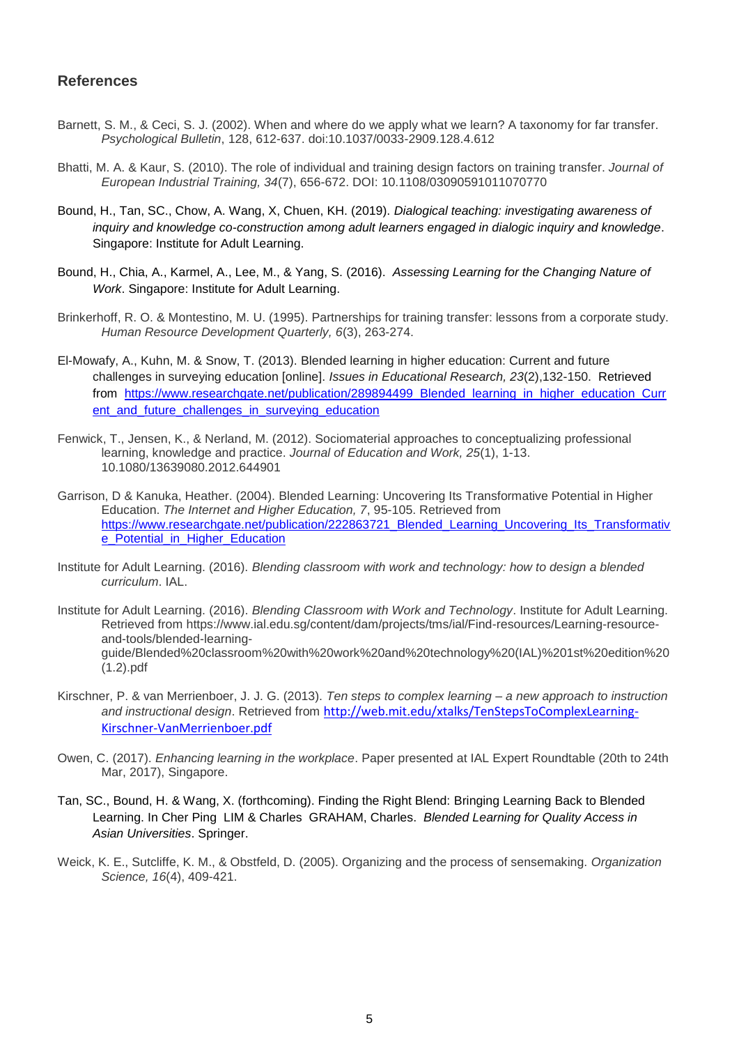## References

Barnett, S. M., & Ceci, S. J. (2002). When and where do we apply what we learn? A taxonomy for far transfer. *Psychological Bulletin*, 128, 612-637. doi:10.1037/0033-2909.128.4.612

Bhatti, M. A. & Kaur, S. (2010). The role of individual and training design factors on training transfer. *Journal of European Industrial Training, 34*(7), 656-672. DOI: 10.1108/03090591011070770

Bound, H., Tan, SC., Chow, A. Wang, X, Chuen, KH. (2019). *Dialogical teaching: investigating awareness of inquiry and knowledge co-construction among adult learners engaged in dialogic inquiry and knowledge*. Singapore: Institute for Adult Learning.

Bound, H., Chia, A., Karmel, A., Lee, M., & Yang, S. (2016). *Assessing Learning for the Changing Nature of Work*. Singapore: Institute for Adult Learning.

Brinkerhoff, R. O. & Montestino, M. U. (1995). Partnerships for training transfer: lessons from a corporate study. *Human Resource Development Quarterly, 6*(3), 263-274.

El-Mowafy, A., Kuhn, M. & Snow, T. (2013). Blended learning in higher education: Current and future challenges in surveying education [online]. *Issues in Educational Research, 23*(2),132-150. Retrieved from [https://www.researchgate.net/publication/289894499_Blended_learning_in_higher_education_Current_and_future_challenges_in_surveying_education](https://www.researchgate.net/publication/289894499_Blended_learning_in_higher_education_Current_and_future_challenges_in_surveying_education)

Fenwick, T., Jensen, K., & Nerland, M. (2012). Sociomaterial approaches to conceptualizing professional learning, knowledge and practice. *Journal of Education and Work, 25*(1), 1-13. 10.1080/13639080.2012.644901

Garrison, D & Kanuka, Heather. (2004). Blended Learning: Uncovering Its Transformative Potential in Higher Education. *The Internet and Higher Education, 7*, 95-105. Retrieved from [https://www.researchgate.net/publication/222863721_Blended_Learning_Uncovering_Its_Transformative_Potential_in_Higher_Education](https://www.researchgate.net/publication/222863721_Blended_Learning_Uncovering_Its_Transformative_Potential_in_Higher_Education)

Institute for Adult Learning. (2016). *Blending classroom with work and technology: how to design a blended curriculum*. IAL.

Institute for Adult Learning. (2016). *Blending Classroom with Work and Technology*. Institute for Adult Learning. Retrieved from https://www.ial.edu.sg/content/dam/projects/tms/ial/Find-resources/Learning-resource-and-tools/blended-learning-guide/Blended%20classroom%20with%20work%20and%20technology%20(IAL)%201st%20edition%20(1.2).pdf

Kirschner, P. & van Merrienboer, J. J. G. (2013). *Ten steps to complex learning – a new approach to instruction and instructional design*. Retrieved from [http://web.mit.edu/xtalks/TenStepsToComplexLearning-Kirschner-VanMerrienboer.pdf](http://web.mit.edu/xtalks/TenStepsToComplexLearning-Kirschner-VanMerrienboer.pdf)

Owen, C. (2017). *Enhancing learning in the workplace*. Paper presented at IAL Expert Roundtable (20th to 24th Mar, 2017), Singapore.

Tan, SC., Bound, H. & Wang, X. (forthcoming). Finding the Right Blend: Bringing Learning Back to Blended Learning. In Cher Ping LIM & Charles GRAHAM, Charles. *Blended Learning for Quality Access in Asian Universities*. Springer.

Weick, K. E., Sutcliffe, K. M., & Obstfeld, D. (2005). Organizing and the process of sensemaking. *Organization Science, 16*(4), 409-421.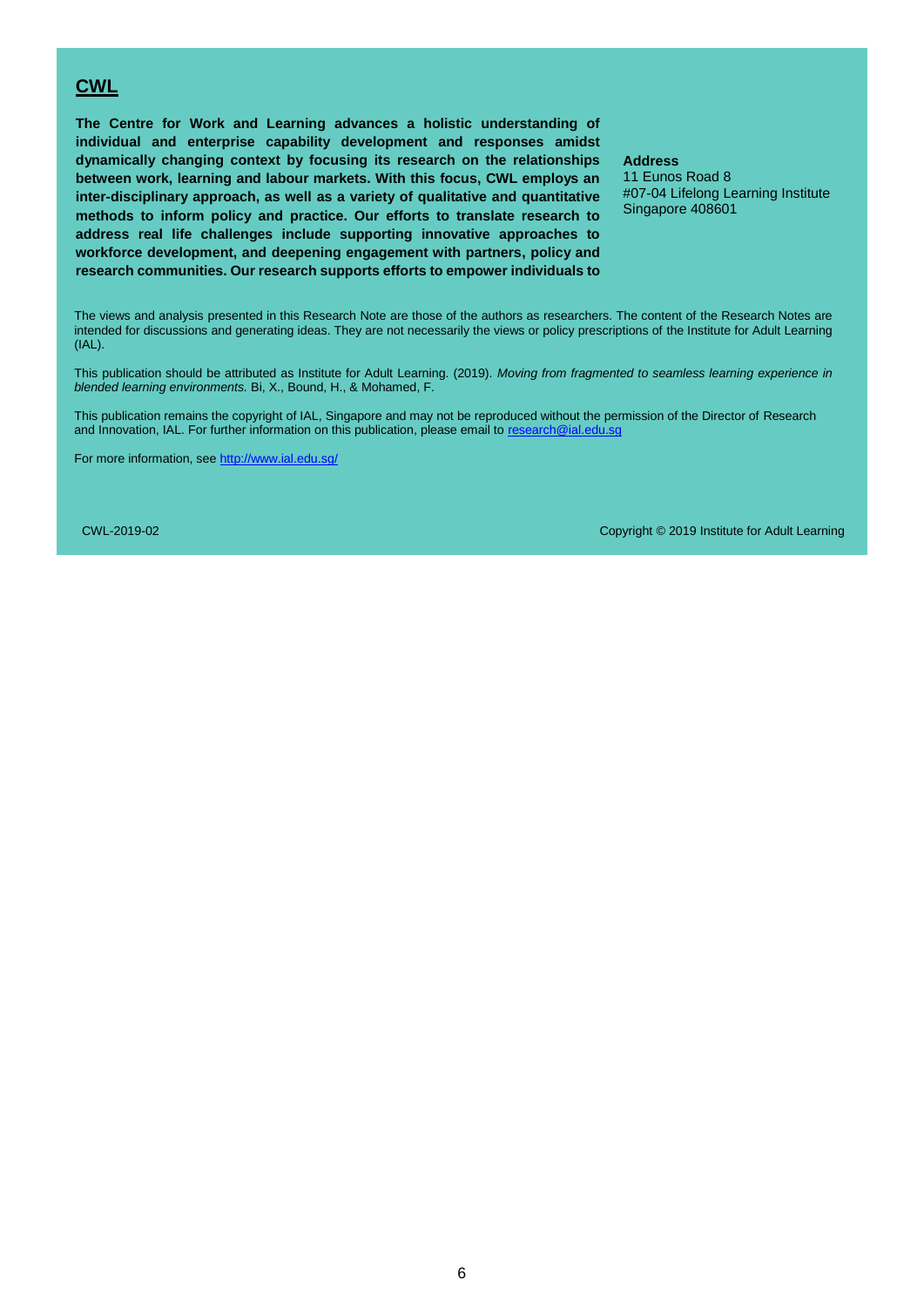## CWL

**The Centre for Work and Learning advances a holistic understanding of individual and enterprise capability development and responses amidst dynamically changing context by focusing its research on the relationships between work, learning and labour markets. With this focus, CWL employs an inter-disciplinary approach, as well as a variety of qualitative and quantitative methods to inform policy and practice. Our efforts to translate research to address real life challenges include supporting innovative approaches to workforce development, and deepening engagement with partners, policy and research communities. Our research supports efforts to empower individuals to**

**Address**
11 Eunos Road 8
#07-04 Lifelong Learning Institute
Singapore 408601

The views and analysis presented in this Research Note are those of the authors as researchers. The content of the Research Notes are intended for discussions and generating ideas. They are not necessarily the views or policy prescriptions of the Institute for Adult Learning (IAL).

This publication should be attributed as Institute for Adult Learning. (2019). *Moving from fragmented to seamless learning experience in blended learning environments.* Bi, X., Bound, H., & Mohamed, F.

This publication remains the copyright of IAL, Singapore and may not be reproduced without the permission of the Director of Research and Innovation, IAL. For further information on this publication, please email to research@ial.edu.sg

For more information, see http://www.ial.edu.sg/

CWL-2019-02

Copyright © 2019 Institute for Adult Learning